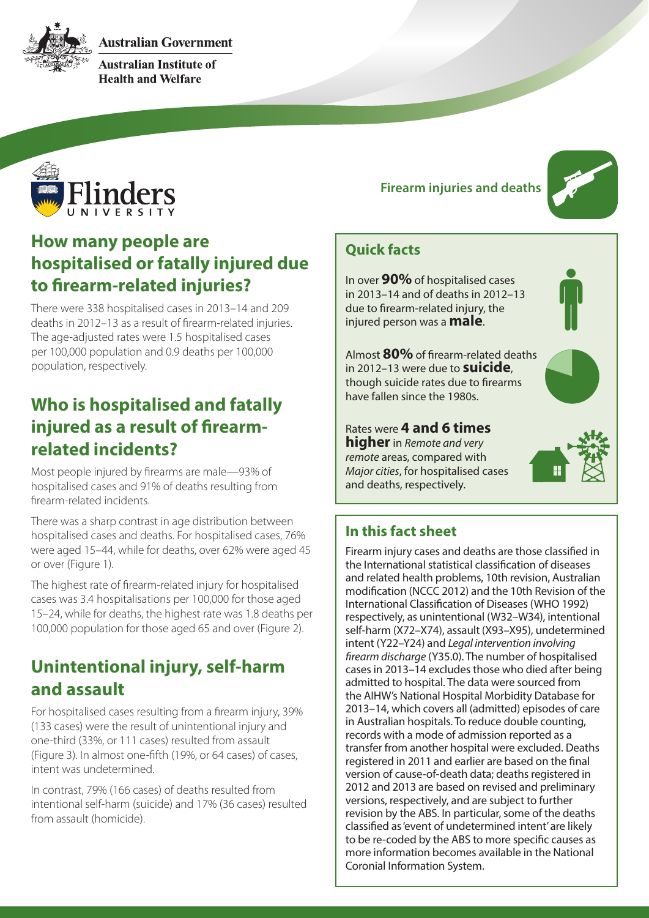Australian Government

Australian Institute of Health and Welfare

Flinders University

**Firearm injuries and deaths**

## How many people are hospitalised or fatally injured due to firearm-related injuries?

There were 338 hospitalised cases in 2013–14 and 209 deaths in 2012–13 as a result of firearm-related injuries. The age-adjusted rates were 1.5 hospitalised cases per 100,000 population and 0.9 deaths per 100,000 population, respectively.

## Who is hospitalised and fatally injured as a result of firearm-related incidents?

Most people injured by firearms are male—93% of hospitalised cases and 91% of deaths resulting from firearm-related incidents.

There was a sharp contrast in age distribution between hospitalised cases and deaths. For hospitalised cases, 76% were aged 15–44, while for deaths, over 62% were aged 45 or over (Figure 1).

The highest rate of firearm-related injury for hospitalised cases was 3.4 hospitalisations per 100,000 for those aged 15–24, while for deaths, the highest rate was 1.8 deaths per 100,000 population for those aged 65 and over (Figure 2).

## Unintentional injury, self-harm and assault

For hospitalised cases resulting from a firearm injury, 39% (133 cases) were the result of unintentional injury and one-third (33%, or 111 cases) resulted from assault (Figure 3). In almost one-fifth (19%, or 64 cases) of cases, intent was undetermined.

In contrast, 79% (166 cases) of deaths resulted from intentional self-harm (suicide) and 17% (36 cases) resulted from assault (homicide).

### Quick facts

In over **90%** of hospitalised cases in 2013–14 and of deaths in 2012–13 due to firearm-related injury, the injured person was a **male**.

Almost **80%** of firearm-related deaths in 2012–13 were due to **suicide**, though suicide rates due to firearms have fallen since the 1980s.

Rates were **4 and 6 times higher** in *Remote and very remote* areas, compared with *Major cities*, for hospitalised cases and deaths, respectively.

### In this fact sheet

Firearm injury cases and deaths are those classified in the International statistical classification of diseases and related health problems, 10th revision, Australian modification (NCCC 2012) and the 10th Revision of the International Classification of Diseases (WHO 1992) respectively, as unintentional (W32–W34), intentional self-harm (X72–X74), assault (X93–X95), undetermined intent (Y22–Y24) and *Legal intervention involving firearm discharge* (Y35.0). The number of hospitalised cases in 2013–14 excludes those who died after being admitted to hospital. The data were sourced from the AIHW's National Hospital Morbidity Database for 2013–14, which covers all (admitted) episodes of care in Australian hospitals. To reduce double counting, records with a mode of admission reported as a transfer from another hospital were excluded. Deaths registered in 2011 and earlier are based on the final version of cause-of-death data; deaths registered in 2012 and 2013 are based on revised and preliminary versions, respectively, and are subject to further revision by the ABS. In particular, some of the deaths classified as 'event of undetermined intent' are likely to be re-coded by the ABS to more specific causes as more information becomes available in the National Coronial Information System.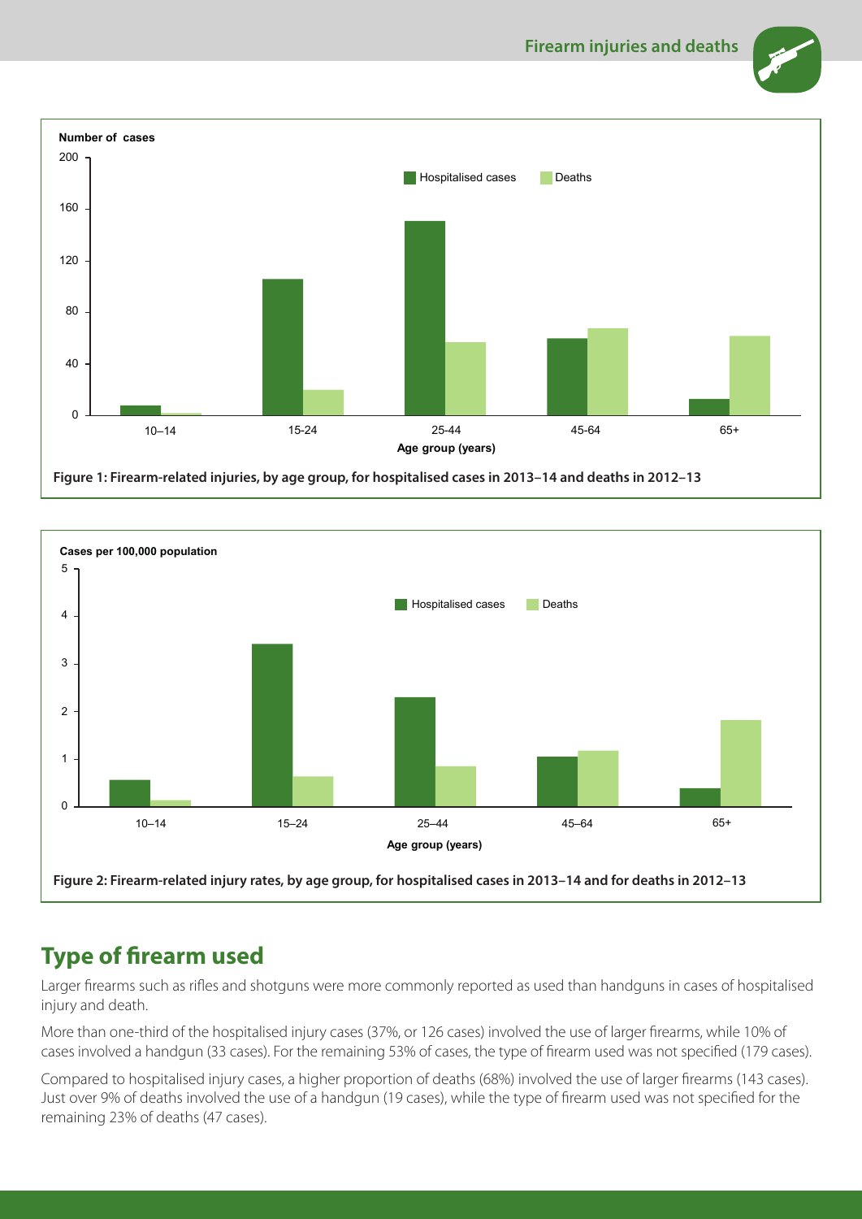Figure 1: Firearm-related injuries, by age group, for hospitalised cases in 2013–14 and deaths in 2012–13

Figure 2: Firearm-related injury rates, by age group, for hospitalised cases in 2013–14 and for deaths in 2012–13

## Type of firearm used

Larger firearms such as rifles and shotguns were more commonly reported as used than handguns in cases of hospitalised injury and death.

More than one-third of the hospitalised injury cases (37%, or 126 cases) involved the use of larger firearms, while 10% of cases involved a handgun (33 cases). For the remaining 53% of cases, the type of firearm used was not specified (179 cases).

Compared to hospitalised injury cases, a higher proportion of deaths (68%) involved the use of larger firearms (143 cases). Just over 9% of deaths involved the use of a handgun (19 cases), while the type of firearm used was not specified for the remaining 23% of deaths (47 cases).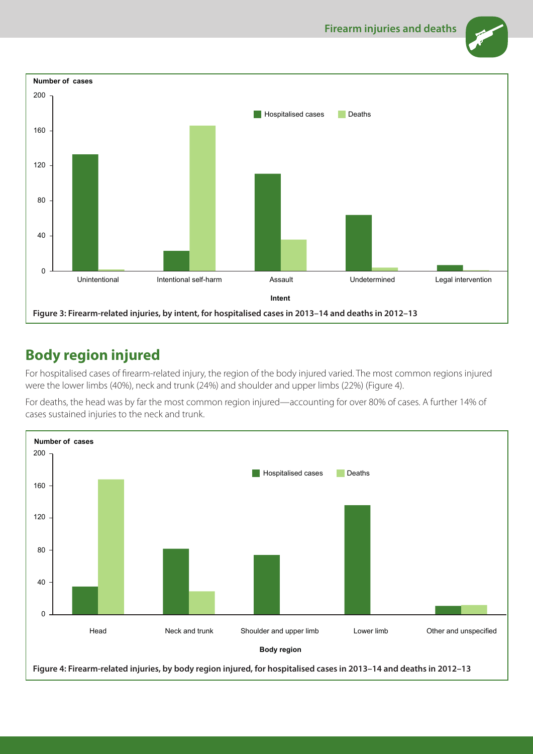Figure 3: Firearm-related injuries, by intent, for hospitalised cases in 2013–14 and deaths in 2012–13

## Body region injured

For hospitalised cases of firearm-related injury, the region of the body injured varied. The most common regions injured were the lower limbs (40%), neck and trunk (24%) and shoulder and upper limbs (22%) (Figure 4).

For deaths, the head was by far the most common region injured—accounting for over 80% of cases. A further 14% of cases sustained injuries to the neck and trunk.

Figure 4: Firearm-related injuries, by body region injured, for hospitalised cases in 2013–14 and deaths in 2012–13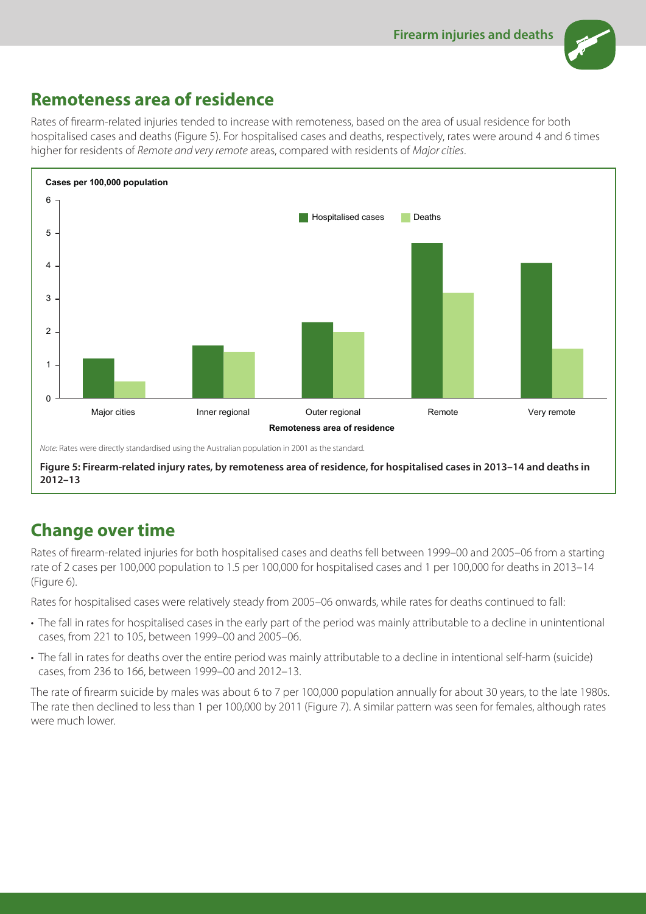## Remoteness area of residence

Rates of firearm-related injuries tended to increase with remoteness, based on the area of usual residence for both hospitalised cases and deaths (Figure 5). For hospitalised cases and deaths, respectively, rates were around 4 and 6 times higher for residents of *Remote and very remote* areas, compared with residents of *Major cities*.

*Note:* Rates were directly standardised using the Australian population in 2001 as the standard.

**Figure 5: Firearm-related injury rates, by remoteness area of residence, for hospitalised cases in 2013–14 and deaths in 2012–13**

## Change over time

Rates of firearm-related injuries for both hospitalised cases and deaths fell between 1999–00 and 2005–06 from a starting rate of 2 cases per 100,000 population to 1.5 per 100,000 for hospitalised cases and 1 per 100,000 for deaths in 2013–14 (Figure 6).

Rates for hospitalised cases were relatively steady from 2005–06 onwards, while rates for deaths continued to fall:

- The fall in rates for hospitalised cases in the early part of the period was mainly attributable to a decline in unintentional cases, from 221 to 105, between 1999–00 and 2005–06.
- The fall in rates for deaths over the entire period was mainly attributable to a decline in intentional self-harm (suicide) cases, from 236 to 166, between 1999–00 and 2012–13.

The rate of firearm suicide by males was about 6 to 7 per 100,000 population annually for about 30 years, to the late 1980s. The rate then declined to less than 1 per 100,000 by 2011 (Figure 7). A similar pattern was seen for females, although rates were much lower.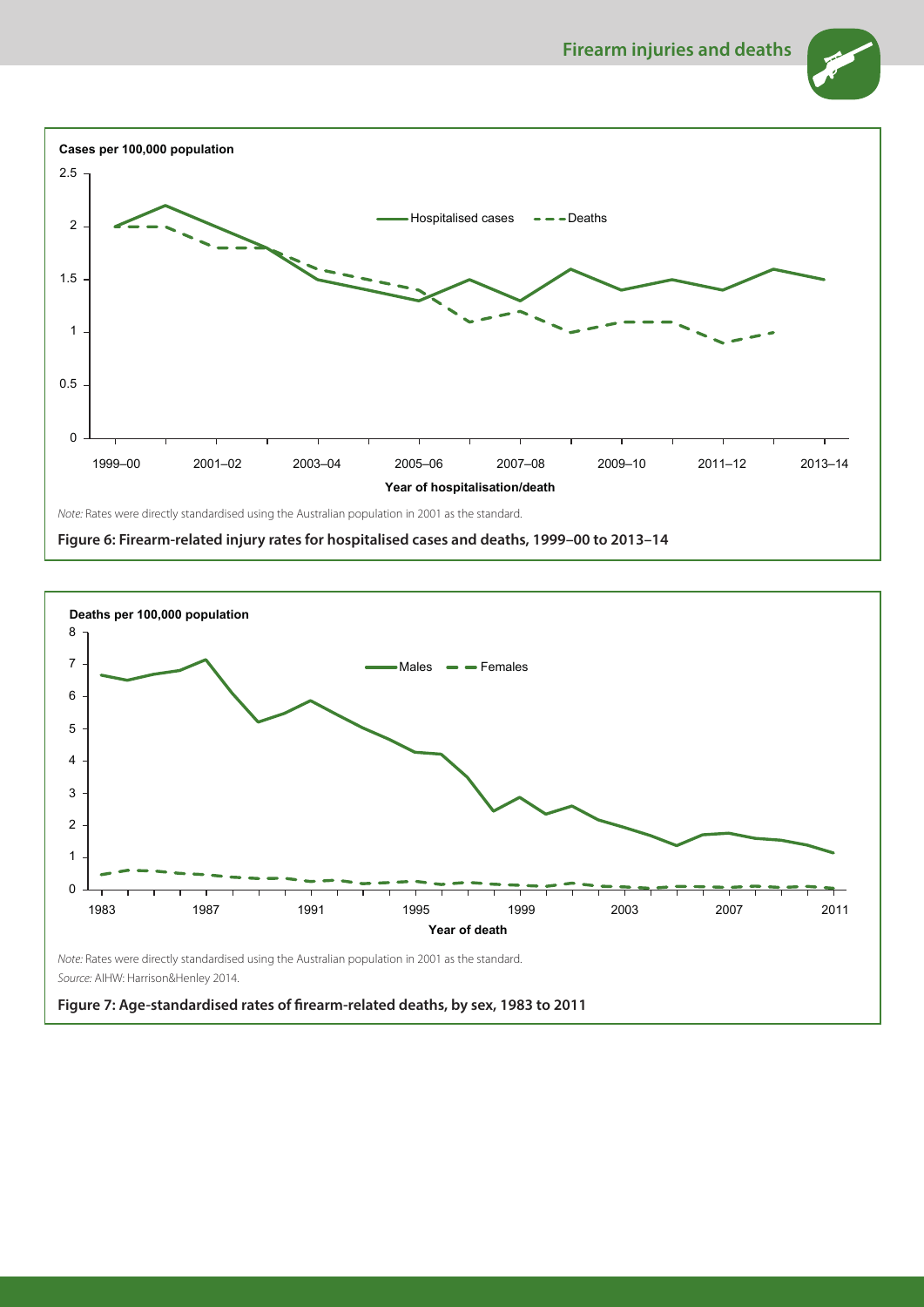Cases per 100,000 population

Note: Rates were directly standardised using the Australian population in 2001 as the standard.

**Figure 6: Firearm-related injury rates for hospitalised cases and deaths, 1999–00 to 2013–14**

Deaths per 100,000 population

Note: Rates were directly standardised using the Australian population in 2001 as the standard.

Source: AIHW: Harrison&Henley 2014.

**Figure 7: Age-standardised rates of firearm-related deaths, by sex, 1983 to 2011**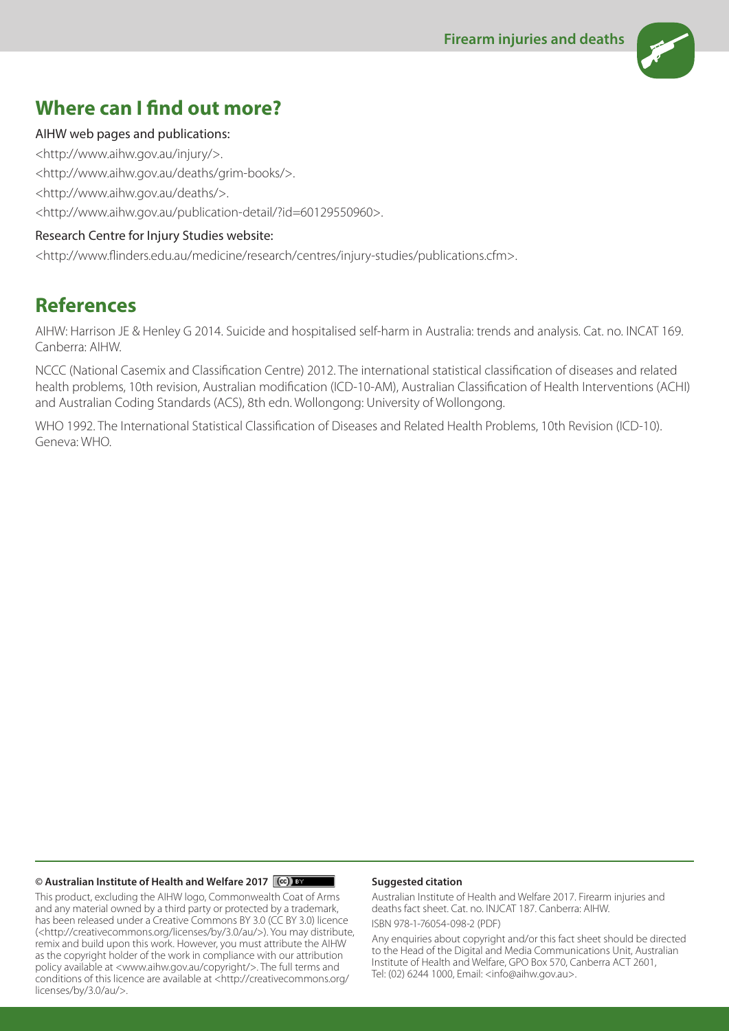## Where can I find out more?

AIHW web pages and publications:

<http://www.aihw.gov.au/injury/>.

<http://www.aihw.gov.au/deaths/grim-books/>.

<http://www.aihw.gov.au/deaths/>.

<http://www.aihw.gov.au/publication-detail/?id=60129550960>.

Research Centre for Injury Studies website:

<http://www.flinders.edu.au/medicine/research/centres/injury-studies/publications.cfm>.

## References

AIHW: Harrison JE & Henley G 2014. Suicide and hospitalised self-harm in Australia: trends and analysis. Cat. no. INCAT 169. Canberra: AIHW.

NCCC (National Casemix and Classification Centre) 2012. The international statistical classification of diseases and related health problems, 10th revision, Australian modification (ICD-10-AM), Australian Classification of Health Interventions (ACHI) and Australian Coding Standards (ACS), 8th edn. Wollongong: University of Wollongong.

WHO 1992. The International Statistical Classification of Diseases and Related Health Problems, 10th Revision (ICD-10). Geneva: WHO.

**© Australian Institute of Health and Welfare 2017**

This product, excluding the AIHW logo, Commonwealth Coat of Arms and any material owned by a third party or protected by a trademark, has been released under a Creative Commons BY 3.0 (CC BY 3.0) licence (<http://creativecommons.org/licenses/by/3.0/au/>). You may distribute, remix and build upon this work. However, you must attribute the AIHW as the copyright holder of the work in compliance with our attribution policy available at <www.aihw.gov.au/copyright/>. The full terms and conditions of this licence are available at <http://creativecommons.org/licenses/by/3.0/au/>.

**Suggested citation**

Australian Institute of Health and Welfare 2017. Firearm injuries and deaths fact sheet. Cat. no. INJCAT 187. Canberra: AIHW.

ISBN 978-1-76054-098-2 (PDF)

Any enquiries about copyright and/or this fact sheet should be directed to the Head of the Digital and Media Communications Unit, Australian Institute of Health and Welfare, GPO Box 570, Canberra ACT 2601, Tel: (02) 6244 1000, Email: <info@aihw.gov.au>.